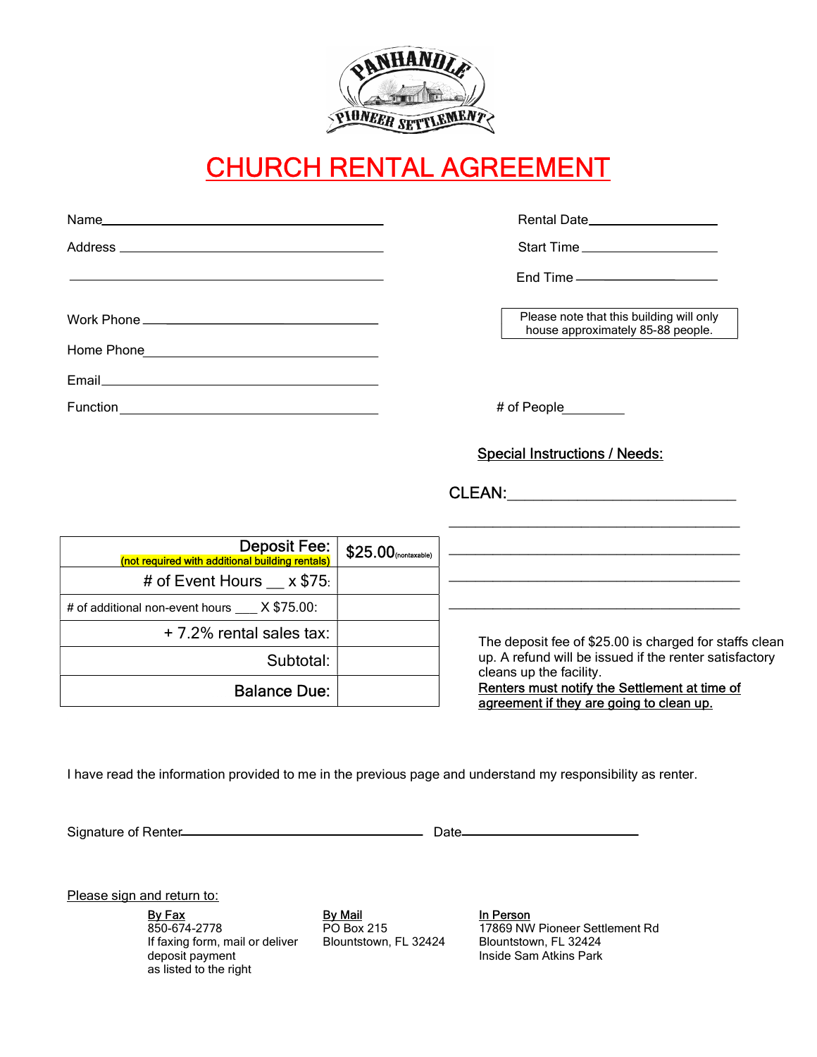PANHANDLE PIONEER SETTLEMENT

# CHURCH RENTAL AGREEMENT

Name\_\_\_\_\_\_\_\_\_\_\_\_\_\_\_\_\_\_\_\_\_\_\_\_\_\_\_\_\_\_\_\_\_\_\_\_\_\_\_\_

Address \_\_\_\_\_\_\_\_\_\_\_\_\_\_\_\_\_\_\_\_\_\_\_\_\_\_\_\_\_\_\_\_\_\_\_\_\_\_

\_\_\_\_\_\_\_\_\_\_\_\_\_\_\_\_\_\_\_\_\_\_\_\_\_\_\_\_\_\_\_\_\_\_\_\_\_\_\_\_\_\_\_\_\_

Work Phone \_\_\_\_\_\_\_\_\_\_\_\_\_\_\_\_\_\_\_\_\_\_\_\_\_\_\_\_\_\_\_\_\_\_

Home Phone\_\_\_\_\_\_\_\_\_\_\_\_\_\_\_\_\_\_\_\_\_\_\_\_\_\_\_\_\_\_\_\_\_\_

Email\_\_\_\_\_\_\_\_\_\_\_\_\_\_\_\_\_\_\_\_\_\_\_\_\_\_\_\_\_\_\_\_\_\_\_\_\_\_\_

Function \_\_\_\_\_\_\_\_\_\_\_\_\_\_\_\_\_\_\_\_\_\_\_\_\_\_\_\_\_\_\_\_\_\_\_\_\_

Rental Date\_\_\_\_\_\_\_\_\_\_\_\_\_\_\_\_\_\_

Start Time \_\_\_\_\_\_\_\_\_\_\_\_\_\_\_\_\_\_\_

End Time \_\_\_\_\_\_\_\_\_\_\_\_\_\_\_\_\_\_\_\_

Please note that this building will only house approximately 85-88 people.

# of People\_\_\_\_\_\_\_\_

**Special Instructions / Needs:**

CLEAN:\_\_\_\_\_\_\_\_\_\_\_\_\_\_\_\_\_\_\_\_\_\_\_\_\_\_\_\_\_\_\_\_

\_\_\_\_\_\_\_\_\_\_\_\_\_\_\_\_\_\_\_\_\_\_\_\_\_\_\_\_\_\_\_\_\_\_\_\_\_\_

\_\_\_\_\_\_\_\_\_\_\_\_\_\_\_\_\_\_\_\_\_\_\_\_\_\_\_\_\_\_\_\_\_\_\_\_\_\_

\_\_\_\_\_\_\_\_\_\_\_\_\_\_\_\_\_\_\_\_\_\_\_\_\_\_\_\_\_\_\_\_\_\_\_\_\_\_

\_\_\_\_\_\_\_\_\_\_\_\_\_\_\_\_\_\_\_\_\_\_\_\_\_\_\_\_\_\_\_\_\_\_\_\_\_\_

| | |
|---|---|
| Deposit Fee: (not required with additional building rentals) | $25.00 (nontaxable) |
| # of Event Hours \_\_ x $75: | |
| # of additional non-event hours \_\_\_ X $75.00: | |
| + 7.2% rental sales tax: | |
| Subtotal: | |
| Balance Due: | |

The deposit fee of $25.00 is charged for staffs clean up. A refund will be issued if the renter satisfactory cleans up the facility.
**Renters must notify the Settlement at time of agreement if they are going to clean up.**

I have read the information provided to me in the previous page and understand my responsibility as renter.

Signature of Renter\_\_\_\_\_\_\_\_\_\_\_\_\_\_\_\_\_\_\_\_\_\_\_\_\_\_\_\_\_\_\_\_\_\_\_\_\_\_ Date\_\_\_\_\_\_\_\_\_\_\_\_\_\_\_\_\_\_\_\_\_\_\_\_\_\_\_

Please sign and return to:

**By Fax**
850-674-2778
If faxing form, mail or deliver deposit payment as listed to the right

**By Mail**
PO Box 215
Blountstown, FL 32424

**In Person**
17869 NW Pioneer Settlement Rd
Blountstown, FL 32424
Inside Sam Atkins Park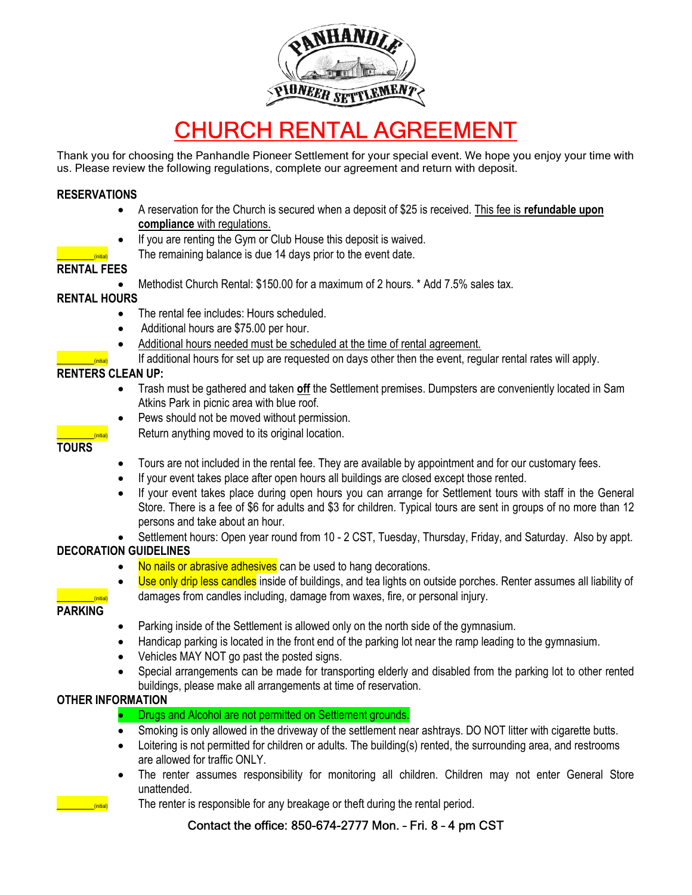# CHURCH RENTAL AGREEMENT

Thank you for choosing the Panhandle Pioneer Settlement for your special event. We hope you enjoy your time with us. Please review the following regulations, complete our agreement and return with deposit.

**RESERVATIONS**

- A reservation for the Church is secured when a deposit of $25 is received. This fee is **refundable upon compliance** with regulations.
- If you are renting the Gym or Club House this deposit is waived.
- The remaining balance is due 14 days prior to the event date.

________(initial)

**RENTAL FEES**

- Methodist Church Rental: $150.00 for a maximum of 2 hours. * Add 7.5% sales tax.

**RENTAL HOURS**

- The rental fee includes: Hours scheduled.
- Additional hours are $75.00 per hour.
- Additional hours needed must be scheduled at the time of rental agreement.
- If additional hours for set up are requested on days other then the event, regular rental rates will apply.

________(initial)

**RENTERS CLEAN UP:**

- Trash must be gathered and taken **off** the Settlement premises. Dumpsters are conveniently located in Sam Atkins Park in picnic area with blue roof.
- Pews should not be moved without permission.
- Return anything moved to its original location.

________(initial)

**TOURS**

- Tours are not included in the rental fee. They are available by appointment and for our customary fees.
- If your event takes place after open hours all buildings are closed except those rented.
- If your event takes place during open hours you can arrange for Settlement tours with staff in the General Store. There is a fee of $6 for adults and $3 for children. Typical tours are sent in groups of no more than 12 persons and take about an hour.
- Settlement hours: Open year round from 10 - 2 CST, Tuesday, Thursday, Friday, and Saturday. Also by appt.

**DECORATION GUIDELINES**

- No nails or abrasive adhesives can be used to hang decorations.
- Use only drip less candles inside of buildings, and tea lights on outside porches. Renter assumes all liability of damages from candles including, damage from waxes, fire, or personal injury.

________(initial)

**PARKING**

- Parking inside of the Settlement is allowed only on the north side of the gymnasium.
- Handicap parking is located in the front end of the parking lot near the ramp leading to the gymnasium.
- Vehicles MAY NOT go past the posted signs.
- Special arrangements can be made for transporting elderly and disabled from the parking lot to other rented buildings, please make all arrangements at time of reservation.

**OTHER INFORMATION**

- Drugs and Alcohol are not permitted on Settlement grounds.
- Smoking is only allowed in the driveway of the settlement near ashtrays. DO NOT litter with cigarette butts.
- Loitering is not permitted for children or adults. The building(s) rented, the surrounding area, and restrooms are allowed for traffic ONLY.
- The renter assumes responsibility for monitoring all children. Children may not enter General Store unattended.
- The renter is responsible for any breakage or theft during the rental period.

________(initial)

Contact the office: 850-674-2777 Mon. – Fri. 8 – 4 pm CST